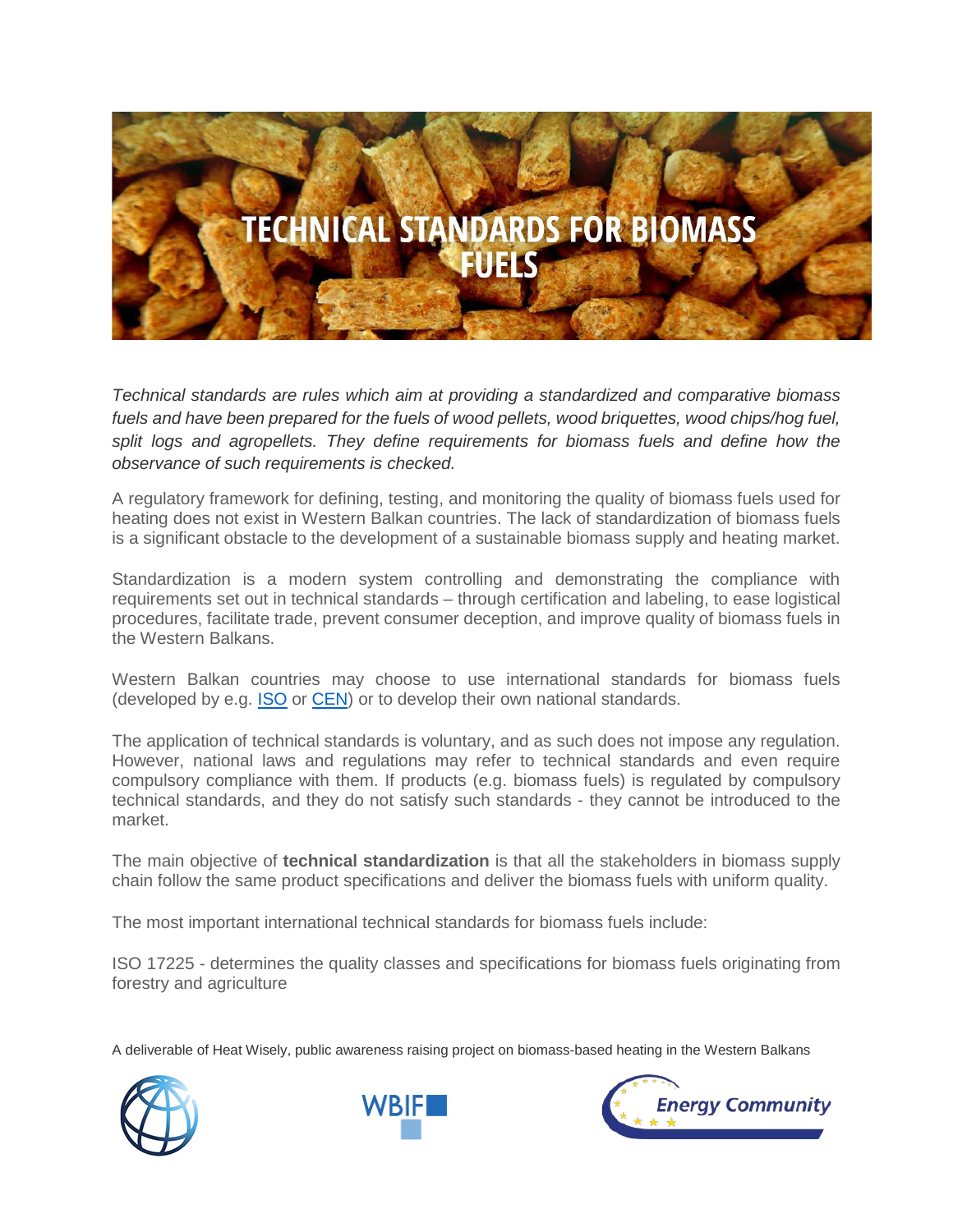# TECHNICAL STANDARDS FOR BIOMASS FUELS

*Technical standards are rules which aim at providing a standardized and comparative biomass fuels and have been prepared for the fuels of wood pellets, wood briquettes, wood chips/hog fuel, split logs and agropellets. They define requirements for biomass fuels and define how the observance of such requirements is checked.*

A regulatory framework for defining, testing, and monitoring the quality of biomass fuels used for heating does not exist in Western Balkan countries. The lack of standardization of biomass fuels is a significant obstacle to the development of a sustainable biomass supply and heating market.

Standardization is a modern system controlling and demonstrating the compliance with requirements set out in technical standards – through certification and labeling, to ease logistical procedures, facilitate trade, prevent consumer deception, and improve quality of biomass fuels in the Western Balkans.

Western Balkan countries may choose to use international standards for biomass fuels (developed by e.g. ISO or CEN) or to develop their own national standards.

The application of technical standards is voluntary, and as such does not impose any regulation. However, national laws and regulations may refer to technical standards and even require compulsory compliance with them. If products (e.g. biomass fuels) is regulated by compulsory technical standards, and they do not satisfy such standards - they cannot be introduced to the market.

The main objective of **technical standardization** is that all the stakeholders in biomass supply chain follow the same product specifications and deliver the biomass fuels with uniform quality.

The most important international technical standards for biomass fuels include:

ISO 17225 - determines the quality classes and specifications for biomass fuels originating from forestry and agriculture

A deliverable of Heat Wisely, public awareness raising project on biomass-based heating in the Western Balkans

WBIF

Energy Community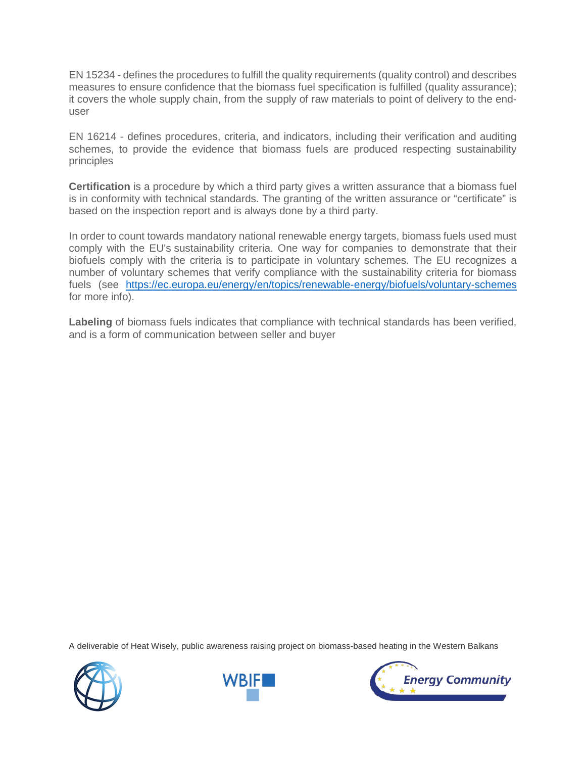EN 15234 - defines the procedures to fulfill the quality requirements (quality control) and describes measures to ensure confidence that the biomass fuel specification is fulfilled (quality assurance); it covers the whole supply chain, from the supply of raw materials to point of delivery to the end-user

EN 16214 - defines procedures, criteria, and indicators, including their verification and auditing schemes, to provide the evidence that biomass fuels are produced respecting sustainability principles

**Certification** is a procedure by which a third party gives a written assurance that a biomass fuel is in conformity with technical standards. The granting of the written assurance or "certificate" is based on the inspection report and is always done by a third party.

In order to count towards mandatory national renewable energy targets, biomass fuels used must comply with the EU's sustainability criteria. One way for companies to demonstrate that their biofuels comply with the criteria is to participate in voluntary schemes. The EU recognizes a number of voluntary schemes that verify compliance with the sustainability criteria for biomass fuels (see https://ec.europa.eu/energy/en/topics/renewable-energy/biofuels/voluntary-schemes for more info).

**Labeling** of biomass fuels indicates that compliance with technical standards has been verified, and is a form of communication between seller and buyer

A deliverable of Heat Wisely, public awareness raising project on biomass-based heating in the Western Balkans